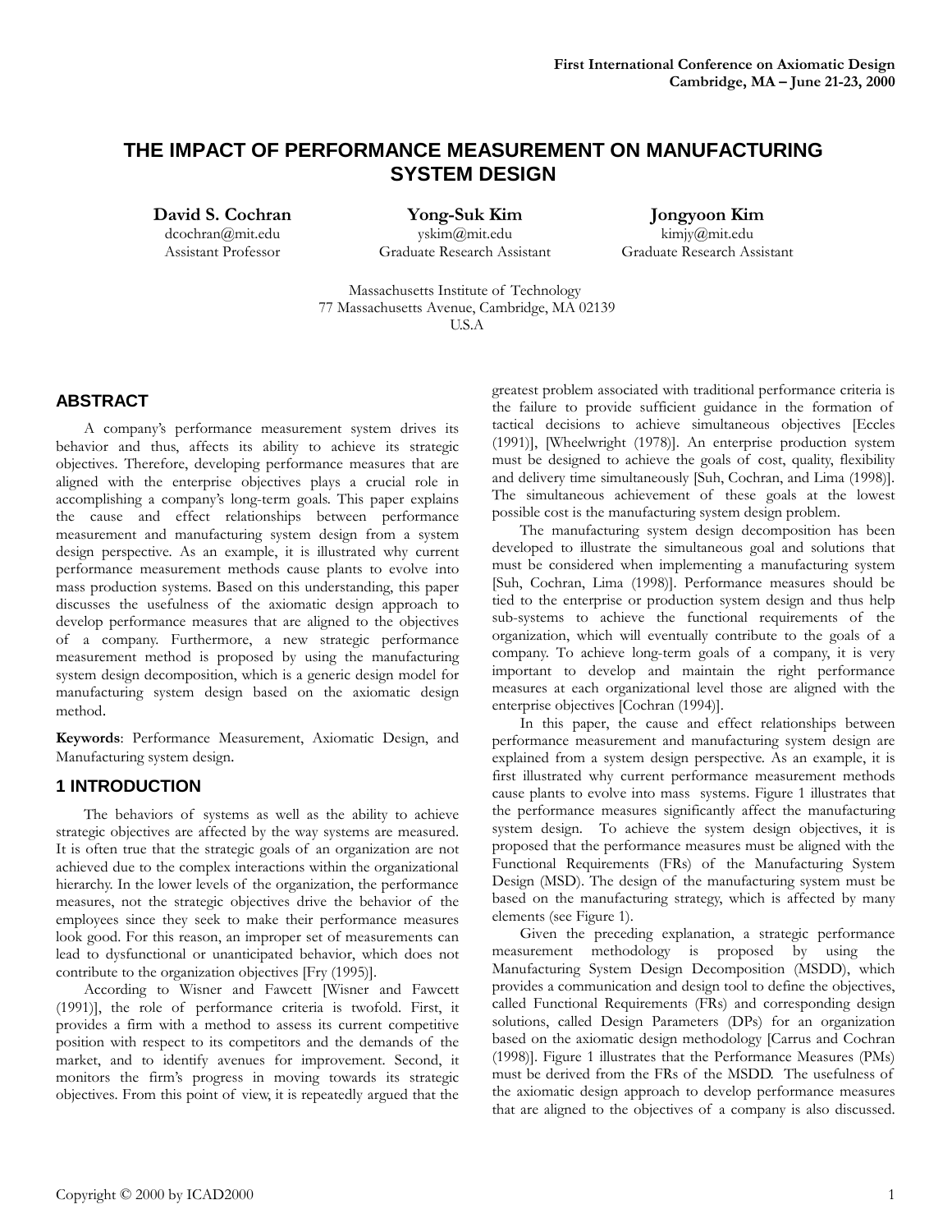# THE IMPACT OF PERFORMANCE MEASUREMENT ON MANUFACTURING SYSTEM DESIGN

**David S. Cochran**
dcochran@mit.edu
Assistant Professor

**Yong-Suk Kim**
yskim@mit.edu
Graduate Research Assistant

**Jongyoon Kim**
kimjy@mit.edu
Graduate Research Assistant

Massachusetts Institute of Technology
77 Massachusetts Avenue, Cambridge, MA 02139
U.S.A

## ABSTRACT

A company's performance measurement system drives its behavior and thus, affects its ability to achieve its strategic objectives. Therefore, developing performance measures that are aligned with the enterprise objectives plays a crucial role in accomplishing a company's long-term goals. This paper explains the cause and effect relationships between performance measurement and manufacturing system design from a system design perspective. As an example, it is illustrated why current performance measurement methods cause plants to evolve into mass production systems. Based on this understanding, this paper discusses the usefulness of the axiomatic design approach to develop performance measures that are aligned to the objectives of a company. Furthermore, a new strategic performance measurement method is proposed by using the manufacturing system design decomposition, which is a generic design model for manufacturing system design based on the axiomatic design method.

**Keywords**: Performance Measurement, Axiomatic Design, and Manufacturing system design.

## 1 INTRODUCTION

The behaviors of systems as well as the ability to achieve strategic objectives are affected by the way systems are measured. It is often true that the strategic goals of an organization are not achieved due to the complex interactions within the organizational hierarchy. In the lower levels of the organization, the performance measures, not the strategic objectives drive the behavior of the employees since they seek to make their performance measures look good. For this reason, an improper set of measurements can lead to dysfunctional or unanticipated behavior, which does not contribute to the organization objectives [Fry (1995)].

According to Wisner and Fawcett [Wisner and Fawcett (1991)], the role of performance criteria is twofold. First, it provides a firm with a method to assess its current competitive position with respect to its competitors and the demands of the market, and to identify avenues for improvement. Second, it monitors the firm's progress in moving towards its strategic objectives. From this point of view, it is repeatedly argued that the greatest problem associated with traditional performance criteria is the failure to provide sufficient guidance in the formation of tactical decisions to achieve simultaneous objectives [Eccles (1991)], [Wheelwright (1978)]. An enterprise production system must be designed to achieve the goals of cost, quality, flexibility and delivery time simultaneously [Suh, Cochran, and Lima (1998)]. The simultaneous achievement of these goals at the lowest possible cost is the manufacturing system design problem.

The manufacturing system design decomposition has been developed to illustrate the simultaneous goal and solutions that must be considered when implementing a manufacturing system [Suh, Cochran, Lima (1998)]. Performance measures should be tied to the enterprise or production system design and thus help sub-systems to achieve the functional requirements of the organization, which will eventually contribute to the goals of a company. To achieve long-term goals of a company, it is very important to develop and maintain the right performance measures at each organizational level those are aligned with the enterprise objectives [Cochran (1994)].

In this paper, the cause and effect relationships between performance measurement and manufacturing system design are explained from a system design perspective. As an example, it is first illustrated why current performance measurement methods cause plants to evolve into mass systems. Figure 1 illustrates that the performance measures significantly affect the manufacturing system design. To achieve the system design objectives, it is proposed that the performance measures must be aligned with the Functional Requirements (FRs) of the Manufacturing System Design (MSD). The design of the manufacturing system must be based on the manufacturing strategy, which is affected by many elements (see Figure 1).

Given the preceding explanation, a strategic performance measurement methodology is proposed by using the Manufacturing System Design Decomposition (MSDD), which provides a communication and design tool to define the objectives, called Functional Requirements (FRs) and corresponding design solutions, called Design Parameters (DPs) for an organization based on the axiomatic design methodology [Carrus and Cochran (1998)]. Figure 1 illustrates that the Performance Measures (PMs) must be derived from the FRs of the MSDD. The usefulness of the axiomatic design approach to develop performance measures that are aligned to the objectives of a company is also discussed.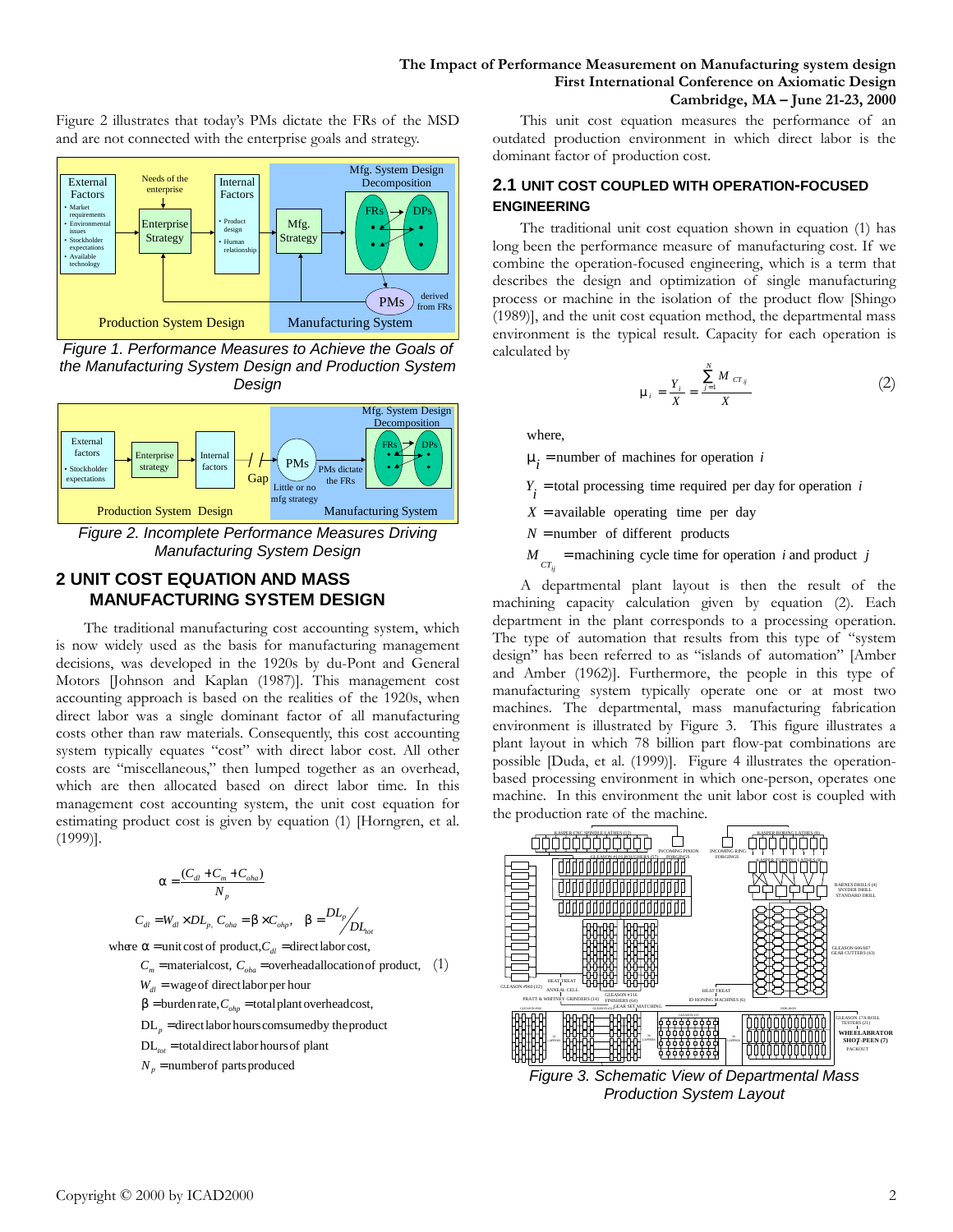Figure 2 illustrates that today's PMs dictate the FRs of the MSD and are not connected with the enterprise goals and strategy.

*Figure 1. Performance Measures to Achieve the Goals of the Manufacturing System Design and Production System Design*

*Figure 2. Incomplete Performance Measures Driving Manufacturing System Design*

## 2 UNIT COST EQUATION AND MASS MANUFACTURING SYSTEM DESIGN

The traditional manufacturing cost accounting system, which is now widely used as the basis for manufacturing management decisions, was developed in the 1920s by du-Pont and General Motors [Johnson and Kaplan (1987)]. This management cost accounting approach is based on the realities of the 1920s, when direct labor was a single dominant factor of all manufacturing costs other than raw materials. Consequently, this cost accounting system typically equates "cost" with direct labor cost. All other costs are "miscellaneous," then lumped together as an overhead, which are then allocated based on direct labor time. In this management cost accounting system, the unit cost equation for estimating product cost is given by equation (1) [Horngren, et al. (1999)].

$$\alpha = \frac{(C_{dl} + C_m + C_{oha})}{N_p}$$

$$C_{dl} = W_{dl} \times DL_p,\ C_{oha} = \beta \times C_{ohp},\quad \beta = {DL_p}/{DL_{tot}} \qquad (1)$$

where $\alpha$ = unit cost of product, $C_{dl}$ = direct labor cost,

$C_m$ = material cost, $C_{oha}$ = overhead allocation of product,

$W_{dl}$ = wage of direct labor per hour

$\beta$ = burden rate, $C_{ohp}$ = total plant overhead cost,

$DL_p$ = direct labor hours comsumed by the product

$DL_{tot}$ = total direct labor hours of plant

$N_p$ = number of parts produced

This unit cost equation measures the performance of an outdated production environment in which direct labor is the dominant factor of production cost.

### 2.1 UNIT COST COUPLED WITH OPERATION-FOCUSED ENGINEERING

The traditional unit cost equation shown in equation (1) has long been the performance measure of manufacturing cost. If we combine the operation-focused engineering, which is a term that describes the design and optimization of single manufacturing process or machine in the isolation of the product flow [Shingo (1989)], and the unit cost equation method, the departmental mass environment is the typical result. Capacity for each operation is calculated by

$$\mu_i = \frac{Y_i}{X} = \frac{\sum_{j=1}^{N} M_{CT_{ij}}}{X} \qquad (2)$$

where,

$\mu_i$ = number of machines for operation $i$

$Y_i$ = total processing time required per day for operation $i$

$X$ = available operating time per day

$N$ = number of different products

$M_{CT_{ij}}$ = machining cycle time for operation $i$ and product $j$

A departmental plant layout is then the result of the machining capacity calculation given by equation (2). Each department in the plant corresponds to a processing operation. The type of automation that results from this type of "system design" has been referred to as "islands of automation" [Amber and Amber (1962)]. Furthermore, the people in this type of manufacturing system typically operate one or at most two machines. The departmental, mass manufacturing fabrication environment is illustrated by Figure 3. This figure illustrates a plant layout in which 78 billion part flow-pat combinations are possible [Duda, et al. (1999)]. Figure 4 illustrates the operation-based processing environment in which one-person, operates one machine. In this environment the unit labor cost is coupled with the production rate of the machine.

*Figure 3. Schematic View of Departmental Mass Production System Layout*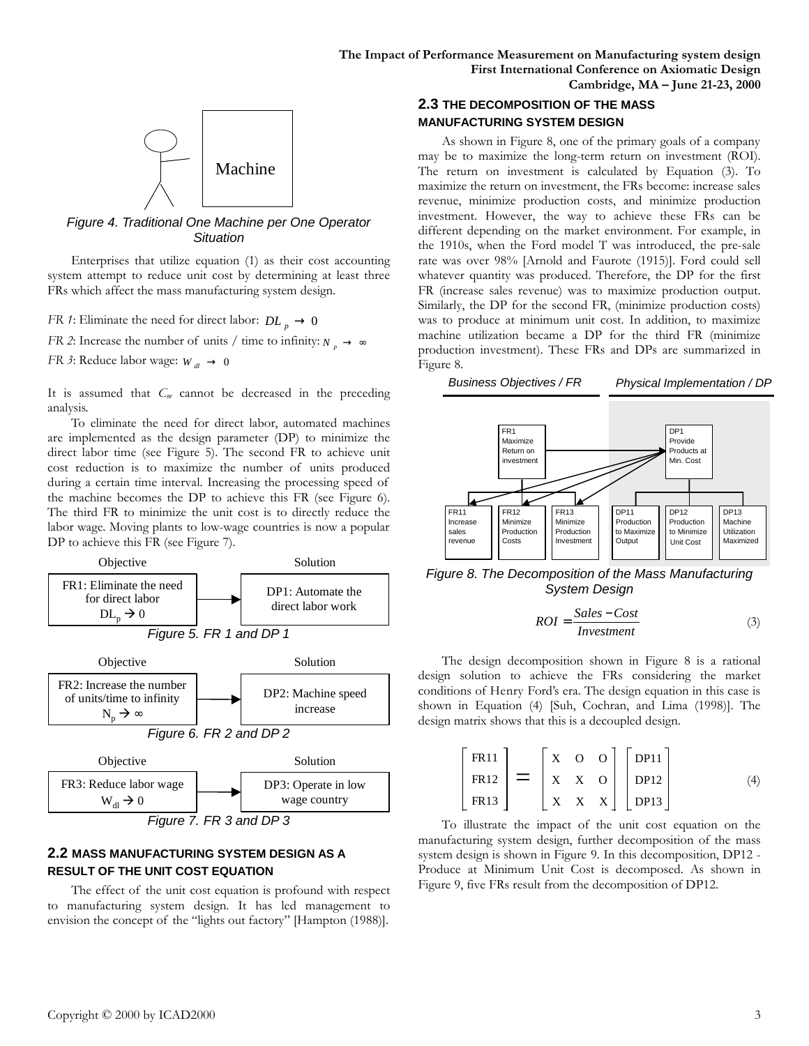Figure 4. Traditional One Machine per One Operator Situation

Enterprises that utilize equation (1) as their cost accounting system attempt to reduce unit cost by determining at least three FRs which affect the mass manufacturing system design.

*FR 1*: Eliminate the need for direct labor: $DL_p \rightarrow 0$

*FR 2*: Increase the number of units / time to infinity: $N_p \rightarrow \infty$

*FR 3*: Reduce labor wage: $W_{dl} \rightarrow 0$

It is assumed that $C_m$ cannot be decreased in the preceding analysis.

To eliminate the need for direct labor, automated machines are implemented as the design parameter (DP) to minimize the direct labor time (see Figure 5). The second FR to achieve unit cost reduction is to maximize the number of units produced during a certain time interval. Increasing the processing speed of the machine becomes the DP to achieve this FR (see Figure 6). The third FR to minimize the unit cost is to directly reduce the labor wage. Moving plants to low-wage countries is now a popular DP to achieve this FR (see Figure 7).

| Objective | Solution |
|---|---|
| FR1: Eliminate the need for direct labor $DL_p \rightarrow 0$ | DP1: Automate the direct labor work |

Figure 5. FR 1 and DP 1

| Objective | Solution |
|---|---|
| FR2: Increase the number of units/time to infinity $N_p \rightarrow \infty$ | DP2: Machine speed increase |

Figure 6. FR 2 and DP 2

| Objective | Solution |
|---|---|
| FR3: Reduce labor wage $W_{dl} \rightarrow 0$ | DP3: Operate in low wage country |

Figure 7. FR 3 and DP 3

## 2.2 MASS MANUFACTURING SYSTEM DESIGN AS A RESULT OF THE UNIT COST EQUATION

The effect of the unit cost equation is profound with respect to manufacturing system design. It has led management to envision the concept of the "lights out factory" [Hampton (1988)].

## 2.3 THE DECOMPOSITION OF THE MASS MANUFACTURING SYSTEM DESIGN

As shown in Figure 8, one of the primary goals of a company may be to maximize the long-term return on investment (ROI). The return on investment is calculated by Equation (3). To maximize the return on investment, the FRs become: increase sales revenue, minimize production costs, and minimize production investment. However, the way to achieve these FRs can be different depending on the market environment. For example, in the 1910s, when the Ford model T was introduced, the pre-sale rate was over 98% [Arnold and Faurote (1915)]. Ford could sell whatever quantity was produced. Therefore, the DP for the first FR (increase sales revenue) was to maximize production output. Similarly, the DP for the second FR, (minimize production costs) was to produce at minimum unit cost. In addition, to maximize machine utilization became a DP for the third FR (minimize production investment). These FRs and DPs are summarized in Figure 8.

| Business Objectives / FR | Physical Implementation / DP |
|---|---|
| FR1 Maximize Return on investment | DP1 Provide Products at Min. Cost |
| FR11 Increase sales revenue | DP11 Production to Maximize Output |
| FR12 Minimize Production Costs | DP12 Production to Minimize Unit Cost |
| FR13 Minimize Production Investment | DP13 Machine Utilization Maximized |

Figure 8. The Decomposition of the Mass Manufacturing System Design

$$ROI = \frac{Sales - Cost}{Investment} \tag{3}$$

The design decomposition shown in Figure 8 is a rational design solution to achieve the FRs considering the market conditions of Henry Ford's era. The design equation in this case is shown in Equation (4) [Suh, Cochran, and Lima (1998)]. The design matrix shows that this is a decoupled design.

$$\begin{bmatrix} FR11 \\ FR12 \\ FR13 \end{bmatrix} = \begin{bmatrix} X & O & O \\ X & X & O \\ X & X & X \end{bmatrix} \begin{bmatrix} DP11 \\ DP12 \\ DP13 \end{bmatrix} \tag{4}$$

To illustrate the impact of the unit cost equation on the manufacturing system design, further decomposition of the mass system design is shown in Figure 9. In this decomposition, DP12 - Produce at Minimum Unit Cost is decomposed. As shown in Figure 9, five FRs result from the decomposition of DP12.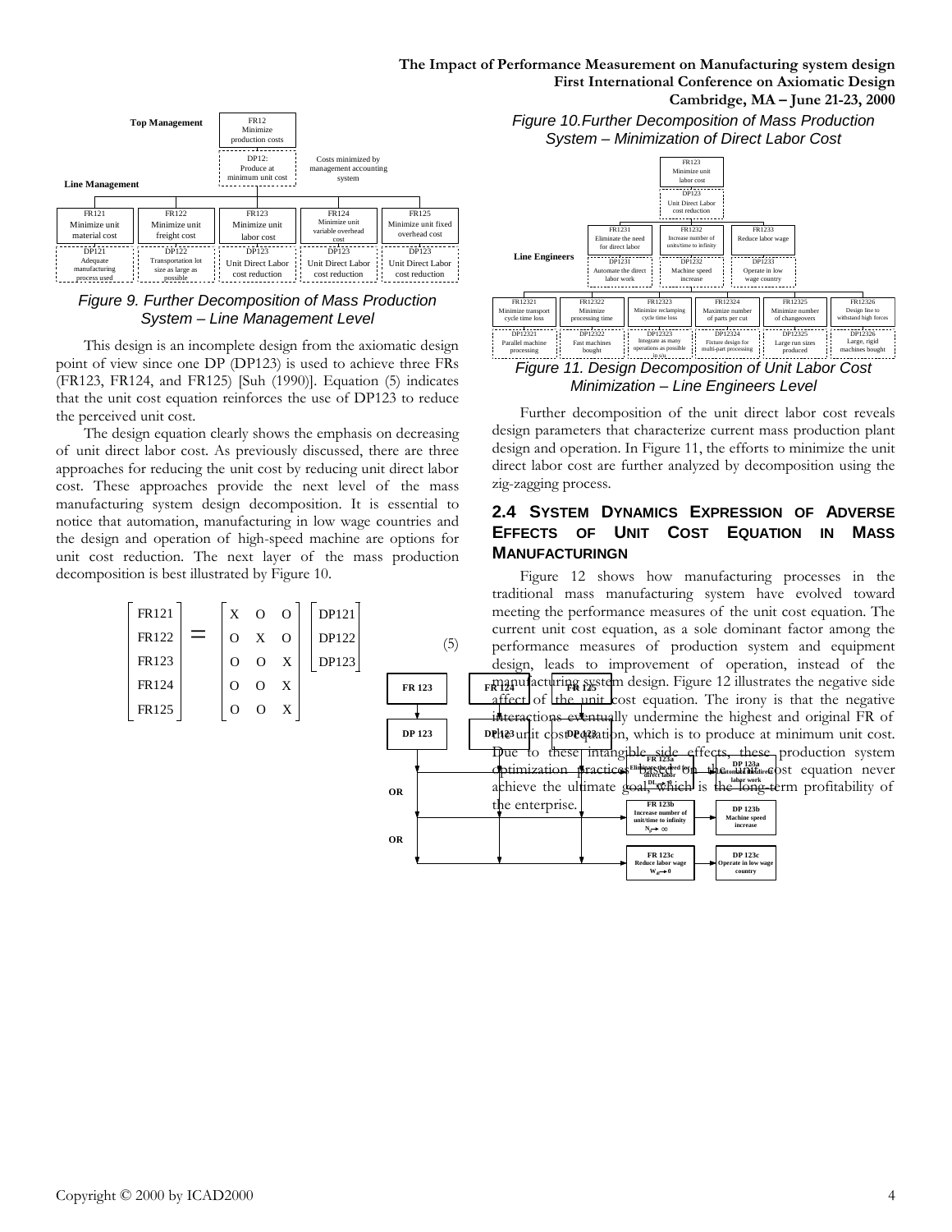Figure 9. Further Decomposition of Mass Production System – Line Management Level

This design is an incomplete design from the axiomatic design point of view since one DP (DP123) is used to achieve three FRs (FR123, FR124, and FR125) [Suh (1990)]. Equation (5) indicates that the unit cost equation reinforces the use of DP123 to reduce the perceived unit cost.

The design equation clearly shows the emphasis on decreasing of unit direct labor cost. As previously discussed, there are three approaches for reducing the unit cost by reducing unit direct labor cost. These approaches provide the next level of the mass manufacturing system design decomposition. It is essential to notice that automation, manufacturing in low wage countries and the design and operation of high-speed machine are options for unit cost reduction. The next layer of the mass production decomposition is best illustrated by Figure 10.

$$\begin{bmatrix} FR121 \\ FR122 \\ FR123 \\ FR124 \\ FR125 \end{bmatrix} = \begin{bmatrix} X & O & O \\ O & X & O \\ O & O & X \\ O & O & X \\ O & O & X \end{bmatrix} \begin{bmatrix} DP121 \\ DP122 \\ DP123 \end{bmatrix} \quad (5)$$

Figure 10. Further Decomposition of Mass Production System – Minimization of Direct Labor Cost

Figure 11. Design Decomposition of Unit Labor Cost Minimization – Line Engineers Level

Further decomposition of the unit direct labor cost reveals design parameters that characterize current mass production plant design and operation. In Figure 11, the efforts to minimize the unit direct labor cost are further analyzed by decomposition using the zig-zagging process.

## 2.4 System Dynamics Expression of Adverse Effects of Unit Cost Equation in Mass Manufacturingn

Figure 12 shows how manufacturing processes in the traditional mass manufacturing system have evolved toward meeting the performance measures of the unit cost equation. The current unit cost equation, as a sole dominant factor among the performance measures of production system and equipment design, leads to improvement of operation, instead of the manufacturing system design. Figure 12 illustrates the negative side affect of the unit cost equation. The irony is that the negative interactions eventually undermine the highest and original FR of the unit cost equation, which is to produce at minimum unit cost. Due to these intangible side effects, these production system optimization practices based on the unit cost equation never achieve the ultimate goal, which is the long-term profitability of the enterprise.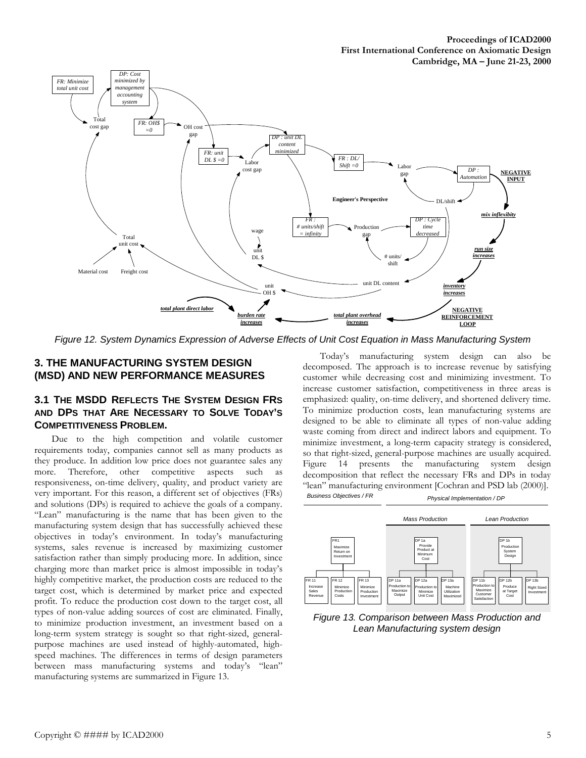Figure 12. System Dynamics Expression of Adverse Effects of Unit Cost Equation in Mass Manufacturing System

## 3. THE MANUFACTURING SYSTEM DESIGN (MSD) AND NEW PERFORMANCE MEASURES

### 3.1 THE MSDD REFLECTS THE SYSTEM DESIGN FRS AND DPS THAT ARE NECESSARY TO SOLVE TODAY'S COMPETITIVENESS PROBLEM.

Due to the high competition and volatile customer requirements today, companies cannot sell as many products as they produce. In addition low price does not guarantee sales any more. Therefore, other competitive aspects such as responsiveness, on-time delivery, quality, and product variety are very important. For this reason, a different set of objectives (FRs) and solutions (DPs) is required to achieve the goals of a company. "Lean" manufacturing is the name that has been given to the manufacturing system design that has successfully achieved these objectives in today's environment. In today's manufacturing systems, sales revenue is increased by maximizing customer satisfaction rather than simply producing more. In addition, since charging more than market price is almost impossible in today's highly competitive market, the production costs are reduced to the target cost, which is determined by market price and expected profit. To reduce the production cost down to the target cost, all types of non-value adding sources of cost are eliminated. Finally, to minimize production investment, an investment based on a long-term system strategy is sought so that right-sized, general-purpose machines are used instead of highly-automated, high-speed machines. The differences in terms of design parameters between mass manufacturing systems and today's "lean" manufacturing systems are summarized in Figure 13.

Today's manufacturing system design can also be decomposed. The approach is to increase revenue by satisfying customer while decreasing cost and minimizing investment. To increase customer satisfaction, competitiveness in three areas is emphasized: quality, on-time delivery, and shortened delivery time. To minimize production costs, lean manufacturing systems are designed to be able to eliminate all types of non-value adding waste coming from direct and indirect labors and equipment. To minimize investment, a long-term capacity strategy is considered, so that right-sized, general-purpose machines are usually acquired. Figure 14 presents the manufacturing system design decomposition that reflect the necessary FRs and DPs in today "lean" manufacturing environment [Cochran and PSD lab (2000)].

Figure 13. Comparison between Mass Production and Lean Manufacturing system design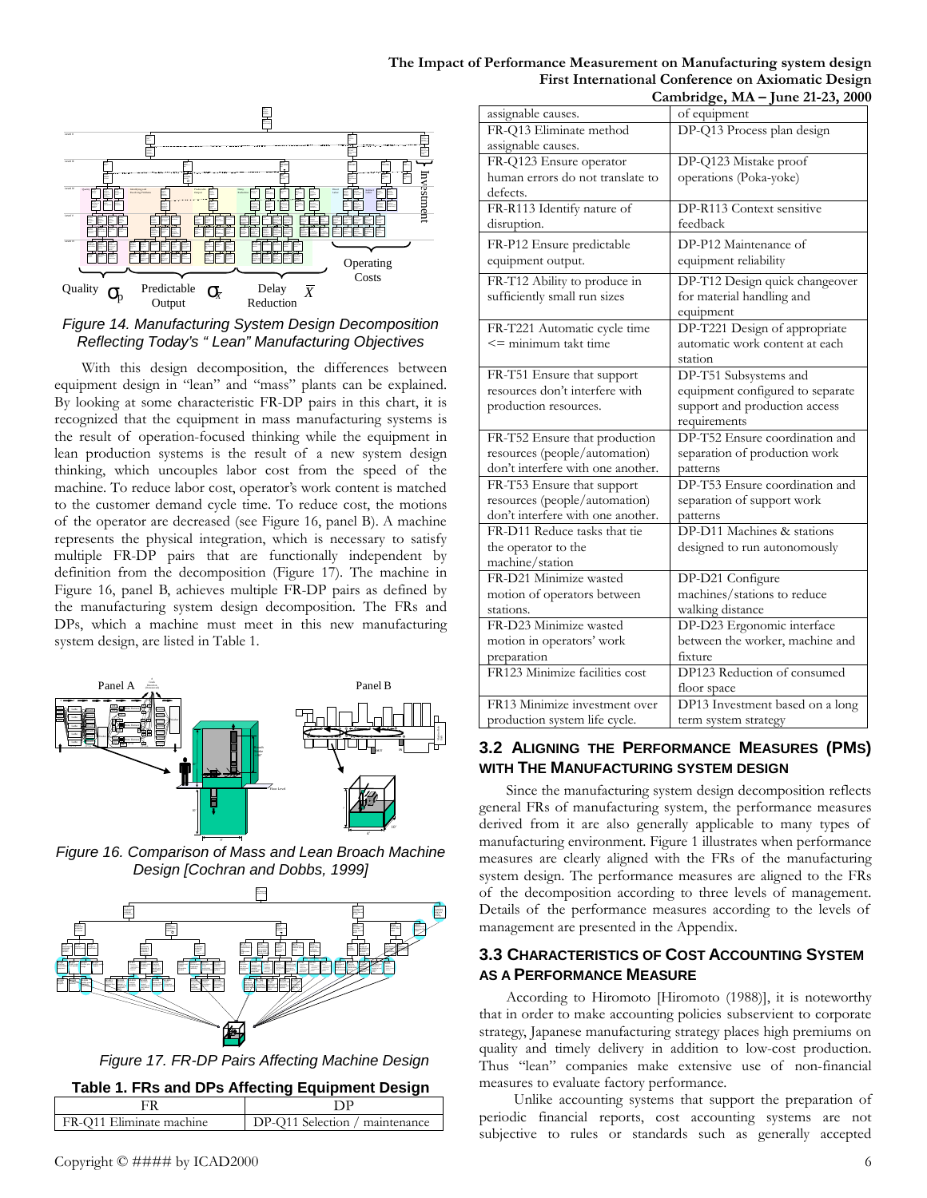Figure 14. Manufacturing System Design Decomposition Reflecting Today's " Lean" Manufacturing Objectives

With this design decomposition, the differences between equipment design in "lean" and "mass" plants can be explained. By looking at some characteristic FR-DP pairs in this chart, it is recognized that the equipment in mass manufacturing systems is the result of operation-focused thinking while the equipment in lean production systems is the result of a new system design thinking, which uncouples labor cost from the speed of the machine. To reduce labor cost, operator's work content is matched to the customer demand cycle time. To reduce cost, the motions of the operator are decreased (see Figure 16, panel B). A machine represents the physical integration, which is necessary to satisfy multiple FR-DP pairs that are functionally independent by definition from the decomposition (Figure 17). The machine in Figure 16, panel B, achieves multiple FR-DP pairs as defined by the manufacturing system design decomposition. The FRs and DPs, which a machine must meet in this new manufacturing system design, are listed in Table 1.

Figure 16. Comparison of Mass and Lean Broach Machine Design [Cochran and Dobbs, 1999]

Figure 17. FR-DP Pairs Affecting Machine Design

**Table 1. FRs and DPs Affecting Equipment Design**

| FR | DP |
|---|---|
| FR-Q11 Eliminate machine assignable causes. | DP-Q11 Selection / maintenance of equipment |
| FR-Q13 Eliminate method assignable causes. | DP-Q13 Process plan design |
| FR-Q123 Ensure operator human errors do not translate to defects. | DP-Q123 Mistake proof operations (Poka-yoke) |
| FR-R113 Identify nature of disruption. | DP-R113 Context sensitive feedback |
| FR-P12 Ensure predictable equipment output. | DP-P12 Maintenance of equipment reliability |
| FR-T12 Ability to produce in sufficiently small run sizes | DP-T12 Design quick changeover for material handling and equipment |
| FR-T221 Automatic cycle time <= minimum takt time | DP-T221 Design of appropriate automatic work content at each station |
| FR-T51 Ensure that support resources don't interfere with production resources. | DP-T51 Subsystems and equipment configured to separate support and production access requirements |
| FR-T52 Ensure that production resources (people/automation) don't interfere with one another. | DP-T52 Ensure coordination and separation of production work patterns |
| FR-T53 Ensure that support resources (people/automation) don't interfere with one another. | DP-T53 Ensure coordination and separation of support work patterns |
| FR-D11 Reduce tasks that tie the operator to the machine/station | DP-D11 Machines & stations designed to run autonomously |
| FR-D21 Minimize wasted motion of operators between stations. | DP-D21 Configure machines/stations to reduce walking distance |
| FR-D23 Minimize wasted motion in operators' work preparation | DP-D23 Ergonomic interface between the worker, machine and fixture |
| FR123 Minimize facilities cost | DP123 Reduction of consumed floor space |
| FR13 Minimize investment over production system life cycle. | DP13 Investment based on a long term system strategy |

### 3.2 ALIGNING THE PERFORMANCE MEASURES (PMs) WITH THE MANUFACTURING SYSTEM DESIGN

Since the manufacturing system design decomposition reflects general FRs of manufacturing system, the performance measures derived from it are also generally applicable to many types of manufacturing environment. Figure 1 illustrates when performance measures are clearly aligned with the FRs of the manufacturing system design. The performance measures are aligned to the FRs of the decomposition according to three levels of management. Details of the performance measures according to the levels of management are presented in the Appendix.

### 3.3 CHARACTERISTICS OF COST ACCOUNTING SYSTEM AS A PERFORMANCE MEASURE

According to Hiromoto [Hiromoto (1988)], it is noteworthy that in order to make accounting policies subservient to corporate strategy, Japanese manufacturing strategy places high premiums on quality and timely delivery in addition to low-cost production. Thus "lean" companies make extensive use of non-financial measures to evaluate factory performance.

Unlike accounting systems that support the preparation of periodic financial reports, cost accounting systems are not subjective to rules or standards such as generally accepted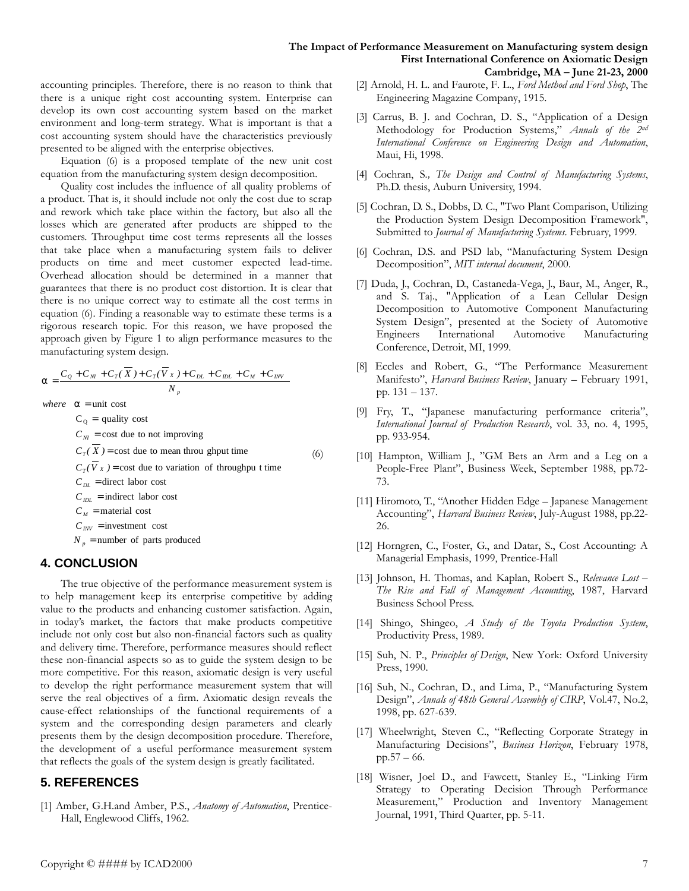accounting principles. Therefore, there is no reason to think that there is a unique right cost accounting system. Enterprise can develop its own cost accounting system based on the market environment and long-term strategy. What is important is that a cost accounting system should have the characteristics previously presented to be aligned with the enterprise objectives.

Equation (6) is a proposed template of the new unit cost equation from the manufacturing system design decomposition.

Quality cost includes the influence of all quality problems of a product. That is, it should include not only the cost due to scrap and rework which take place within the factory, but also all the losses which are generated after products are shipped to the customers. Throughput time cost terms represents all the losses that take place when a manufacturing system fails to deliver products on time and meet customer expected lead-time. Overhead allocation should be determined in a manner that guarantees that there is no product cost distortion. It is clear that there is no unique correct way to estimate all the cost terms in equation (6). Finding a reasonable way to estimate these terms is a rigorous research topic. For this reason, we have proposed the approach given by Figure 1 to align performance measures to the manufacturing system design.

$$\alpha = \frac{C_Q + C_{NI} + C_T(\overline{X}) + C_T(\overline{V}_X) + C_{DL} + C_{IDL} + C_M + C_{INV}}{N_p} \tag{6}$$

*where* $\alpha$ = unit cost

$C_Q$ = quality cost

$C_{NI}$ = cost due to not improving

$C_T(\overline{X})$ = cost due to mean throughput time

$C_T(\overline{V}_X)$ = cost due to variation of throughput time

$C_{DL}$ = direct labor cost

$C_{IDL}$ = indirect labor cost

$C_M$ = material cost

$C_{INV}$ = investment cost

$N_p$ = number of parts produced

## 4. CONCLUSION

The true objective of the performance measurement system is to help management keep its enterprise competitive by adding value to the products and enhancing customer satisfaction. Again, in today's market, the factors that make products competitive include not only cost but also non-financial factors such as quality and delivery time. Therefore, performance measures should reflect these non-financial aspects so as to guide the system design to be more competitive. For this reason, axiomatic design is very useful to develop the right performance measurement system that will serve the real objectives of a firm. Axiomatic design reveals the cause-effect relationships of the functional requirements of a system and the corresponding design parameters and clearly presents them by the design decomposition procedure. Therefore, the development of a useful performance measurement system that reflects the goals of the system design is greatly facilitated.

## 5. REFERENCES

[1] Amber, G.H.and Amber, P.S., *Anatomy of Automation*, Prentice-Hall, Englewood Cliffs, 1962.

[2] Arnold, H. L. and Faurote, F. L., *Ford Method and Ford Shop*, The Engineering Magazine Company, 1915.

[3] Carrus, B. J. and Cochran, D. S., "Application of a Design Methodology for Production Systems," *Annals of the 2nd International Conference on Engineering Design and Automation*, Maui, Hi, 1998.

[4] Cochran, S., *The Design and Control of Manufacturing Systems*, Ph.D. thesis, Auburn University, 1994.

[5] Cochran, D. S., Dobbs, D. C., "Two Plant Comparison, Utilizing the Production System Design Decomposition Framework", Submitted to *Journal of Manufacturing Systems*. February, 1999.

[6] Cochran, D.S. and PSD lab, "Manufacturing System Design Decomposition", *MIT internal document*, 2000.

[7] Duda, J., Cochran, D., Castaneda-Vega, J., Baur, M., Anger, R., and S. Taj., "Application of a Lean Cellular Design Decomposition to Automotive Component Manufacturing System Design", presented at the Society of Automotive Engineers International Automotive Manufacturing Conference, Detroit, MI, 1999.

[8] Eccles and Robert, G., "The Performance Measurement Manifesto", *Harvard Business Review*, January – February 1991, pp. 131 – 137.

[9] Fry, T., "Japanese manufacturing performance criteria", *International Journal of Production Research*, vol. 33, no. 4, 1995, pp. 933-954.

[10] Hampton, William J., "GM Bets an Arm and a Leg on a People-Free Plant", Business Week, September 1988, pp.72-73.

[11] Hiromoto, T., "Another Hidden Edge – Japanese Management Accounting", *Harvard Business Review*, July-August 1988, pp.22-26.

[12] Horngren, C., Foster, G., and Datar, S., Cost Accounting: A Managerial Emphasis, 1999, Prentice-Hall

[13] Johnson, H. Thomas, and Kaplan, Robert S., *Relevance Lost – The Rise and Fall of Management Accounting*, 1987, Harvard Business School Press.

[14] Shingo, Shingeo, *A Study of the Toyota Production System*, Productivity Press, 1989.

[15] Suh, N. P., *Principles of Design*, New York: Oxford University Press, 1990.

[16] Suh, N., Cochran, D., and Lima, P., "Manufacturing System Design", *Annals of 48th General Assembly of CIRP*, Vol.47, No.2, 1998, pp. 627-639.

[17] Wheelwright, Steven C., "Reflecting Corporate Strategy in Manufacturing Decisions", *Business Horizon*, February 1978, pp.57 – 66.

[18] Wisner, Joel D., and Fawcett, Stanley E., "Linking Firm Strategy to Operating Decision Through Performance Measurement," Production and Inventory Management Journal, 1991, Third Quarter, pp. 5-11.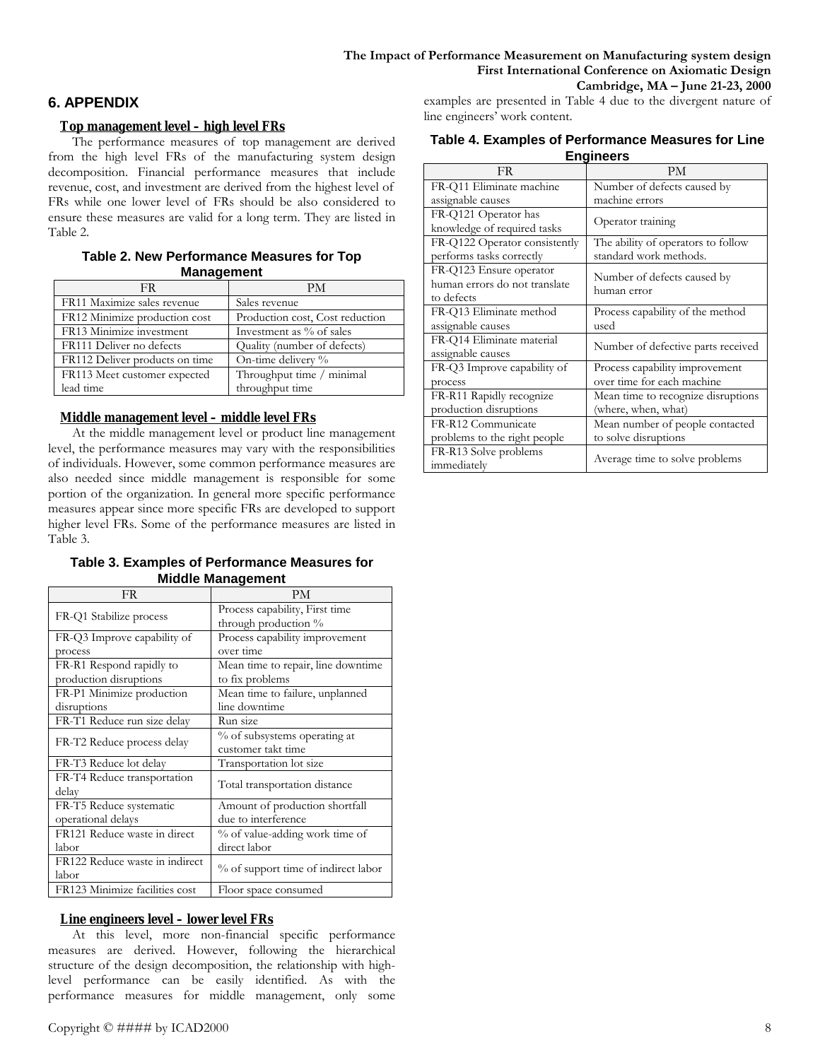## 6. APPENDIX

### Top management level – high level FRs

The performance measures of top management are derived from the high level FRs of the manufacturing system design decomposition. Financial performance measures that include revenue, cost, and investment are derived from the highest level of FRs while one lower level of FRs should be also considered to ensure these measures are valid for a long term. They are listed in Table 2.

**Table 2. New Performance Measures for Top Management**

| FR | PM |
|---|---|
| FR11 Maximize sales revenue | Sales revenue |
| FR12 Minimize production cost | Production cost, Cost reduction |
| FR13 Minimize investment | Investment as % of sales |
| FR111 Deliver no defects | Quality (number of defects) |
| FR112 Deliver products on time | On-time delivery % |
| FR113 Meet customer expected lead time | Throughput time / minimal throughput time |

### Middle management level – middle level FRs

At the middle management level or product line management level, the performance measures may vary with the responsibilities of individuals. However, some common performance measures are also needed since middle management is responsible for some portion of the organization. In general more specific performance measures appear since more specific FRs are developed to support higher level FRs. Some of the performance measures are listed in Table 3.

**Table 3. Examples of Performance Measures for Middle Management**

| FR | PM |
|---|---|
| FR-Q1 Stabilize process | Process capability, First time through production % |
| FR-Q3 Improve capability of process | Process capability improvement over time |
| FR-R1 Respond rapidly to production disruptions | Mean time to repair, line downtime to fix problems |
| FR-P1 Minimize production disruptions | Mean time to failure, unplanned line downtime |
| FR-T1 Reduce run size delay | Run size |
| FR-T2 Reduce process delay | % of subsystems operating at customer takt time |
| FR-T3 Reduce lot delay | Transportation lot size |
| FR-T4 Reduce transportation delay | Total transportation distance |
| FR-T5 Reduce systematic operational delays | Amount of production shortfall due to interference |
| FR121 Reduce waste in direct labor | % of value-adding work time of direct labor |
| FR122 Reduce waste in indirect labor | % of support time of indirect labor |
| FR123 Minimize facilities cost | Floor space consumed |

### Line engineers level – lower level FRs

At this level, more non-financial specific performance measures are derived. However, following the hierarchical structure of the design decomposition, the relationship with high-level performance can be easily identified. As with the performance measures for middle management, only some examples are presented in Table 4 due to the divergent nature of line engineers' work content.

**Table 4. Examples of Performance Measures for Line Engineers**

| FR | PM |
|---|---|
| FR-Q11 Eliminate machine assignable causes | Number of defects caused by machine errors |
| FR-Q121 Operator has knowledge of required tasks | Operator training |
| FR-Q122 Operator consistently performs tasks correctly | The ability of operators to follow standard work methods. |
| FR-Q123 Ensure operator human errors do not translate to defects | Number of defects caused by human error |
| FR-Q13 Eliminate method assignable causes | Process capability of the method used |
| FR-Q14 Eliminate material assignable causes | Number of defective parts received |
| FR-Q3 Improve capability of process | Process capability improvement over time for each machine |
| FR-R11 Rapidly recognize production disruptions | Mean time to recognize disruptions (where, when, what) |
| FR-R12 Communicate problems to the right people | Mean number of people contacted to solve disruptions |
| FR-R13 Solve problems immediately | Average time to solve problems |